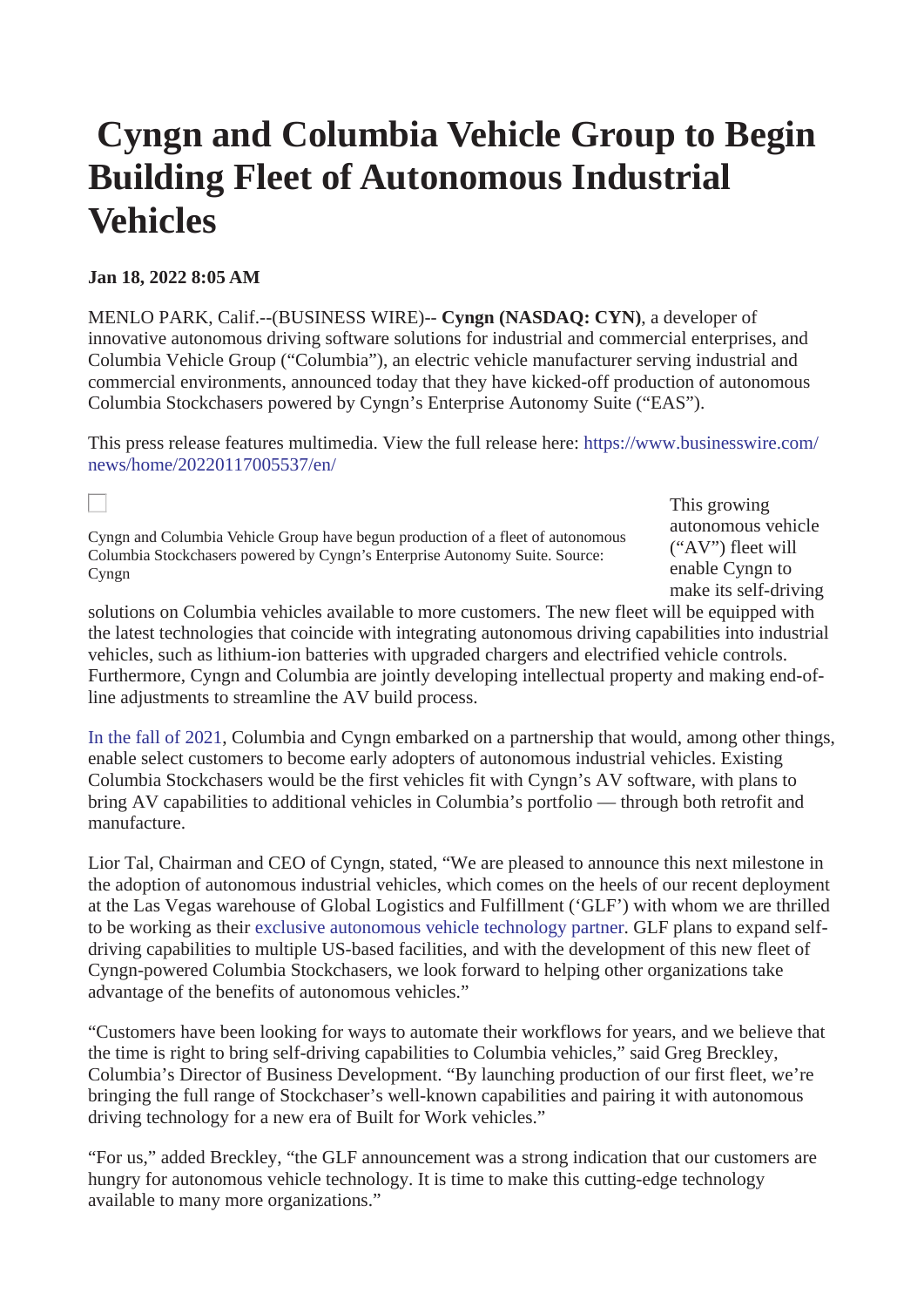# Cyngn and Columbia Vehicle Group to Begin Building Fleet of Autonomous Industrial Vehicles

**Jan 18, 2022 8:05 AM**

MENLO PARK, Calif.--(BUSINESS WIRE)-- **Cyngn (NASDAQ: CYN)**, a developer of innovative autonomous driving software solutions for industrial and commercial enterprises, and Columbia Vehicle Group ("Columbia"), an electric vehicle manufacturer serving industrial and commercial environments, announced today that they have kicked-off production of autonomous Columbia Stockchasers powered by Cyngn's Enterprise Autonomy Suite ("EAS").

This press release features multimedia. View the full release here: https://www.businesswire.com/news/home/20220117005537/en/

Cyngn and Columbia Vehicle Group have begun production of a fleet of autonomous Columbia Stockchasers powered by Cyngn's Enterprise Autonomy Suite. Source: Cyngn

This growing autonomous vehicle ("AV") fleet will enable Cyngn to make its self-driving solutions on Columbia vehicles available to more customers. The new fleet will be equipped with the latest technologies that coincide with integrating autonomous driving capabilities into industrial vehicles, such as lithium-ion batteries with upgraded chargers and electrified vehicle controls. Furthermore, Cyngn and Columbia are jointly developing intellectual property and making end-of-line adjustments to streamline the AV build process.

In the fall of 2021, Columbia and Cyngn embarked on a partnership that would, among other things, enable select customers to become early adopters of autonomous industrial vehicles. Existing Columbia Stockchasers would be the first vehicles fit with Cyngn's AV software, with plans to bring AV capabilities to additional vehicles in Columbia's portfolio — through both retrofit and manufacture.

Lior Tal, Chairman and CEO of Cyngn, stated, "We are pleased to announce this next milestone in the adoption of autonomous industrial vehicles, which comes on the heels of our recent deployment at the Las Vegas warehouse of Global Logistics and Fulfillment ('GLF') with whom we are thrilled to be working as their exclusive autonomous vehicle technology partner. GLF plans to expand self-driving capabilities to multiple US-based facilities, and with the development of this new fleet of Cyngn-powered Columbia Stockchasers, we look forward to helping other organizations take advantage of the benefits of autonomous vehicles."

"Customers have been looking for ways to automate their workflows for years, and we believe that the time is right to bring self-driving capabilities to Columbia vehicles," said Greg Breckley, Columbia's Director of Business Development. "By launching production of our first fleet, we're bringing the full range of Stockchaser's well-known capabilities and pairing it with autonomous driving technology for a new era of Built for Work vehicles."

"For us," added Breckley, "the GLF announcement was a strong indication that our customers are hungry for autonomous vehicle technology. It is time to make this cutting-edge technology available to many more organizations."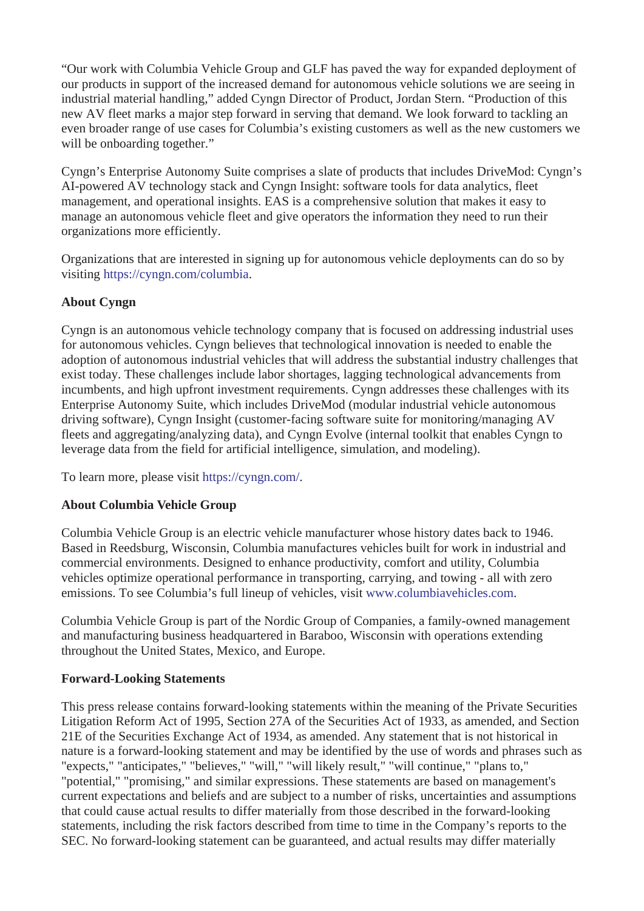"Our work with Columbia Vehicle Group and GLF has paved the way for expanded deployment of our products in support of the increased demand for autonomous vehicle solutions we are seeing in industrial material handling," added Cyngn Director of Product, Jordan Stern. "Production of this new AV fleet marks a major step forward in serving that demand. We look forward to tackling an even broader range of use cases for Columbia's existing customers as well as the new customers we will be onboarding together."

Cyngn's Enterprise Autonomy Suite comprises a slate of products that includes DriveMod: Cyngn's AI-powered AV technology stack and Cyngn Insight: software tools for data analytics, fleet management, and operational insights. EAS is a comprehensive solution that makes it easy to manage an autonomous vehicle fleet and give operators the information they need to run their organizations more efficiently.

Organizations that are interested in signing up for autonomous vehicle deployments can do so by visiting https://cyngn.com/columbia.

**About Cyngn**

Cyngn is an autonomous vehicle technology company that is focused on addressing industrial uses for autonomous vehicles. Cyngn believes that technological innovation is needed to enable the adoption of autonomous industrial vehicles that will address the substantial industry challenges that exist today. These challenges include labor shortages, lagging technological advancements from incumbents, and high upfront investment requirements. Cyngn addresses these challenges with its Enterprise Autonomy Suite, which includes DriveMod (modular industrial vehicle autonomous driving software), Cyngn Insight (customer-facing software suite for monitoring/managing AV fleets and aggregating/analyzing data), and Cyngn Evolve (internal toolkit that enables Cyngn to leverage data from the field for artificial intelligence, simulation, and modeling).

To learn more, please visit https://cyngn.com/.

**About Columbia Vehicle Group**

Columbia Vehicle Group is an electric vehicle manufacturer whose history dates back to 1946. Based in Reedsburg, Wisconsin, Columbia manufactures vehicles built for work in industrial and commercial environments. Designed to enhance productivity, comfort and utility, Columbia vehicles optimize operational performance in transporting, carrying, and towing - all with zero emissions. To see Columbia's full lineup of vehicles, visit www.columbiavehicles.com.

Columbia Vehicle Group is part of the Nordic Group of Companies, a family-owned management and manufacturing business headquartered in Baraboo, Wisconsin with operations extending throughout the United States, Mexico, and Europe.

**Forward-Looking Statements**

This press release contains forward-looking statements within the meaning of the Private Securities Litigation Reform Act of 1995, Section 27A of the Securities Act of 1933, as amended, and Section 21E of the Securities Exchange Act of 1934, as amended. Any statement that is not historical in nature is a forward-looking statement and may be identified by the use of words and phrases such as "expects," "anticipates," "believes," "will," "will likely result," "will continue," "plans to," "potential," "promising," and similar expressions. These statements are based on management's current expectations and beliefs and are subject to a number of risks, uncertainties and assumptions that could cause actual results to differ materially from those described in the forward-looking statements, including the risk factors described from time to time in the Company's reports to the SEC. No forward-looking statement can be guaranteed, and actual results may differ materially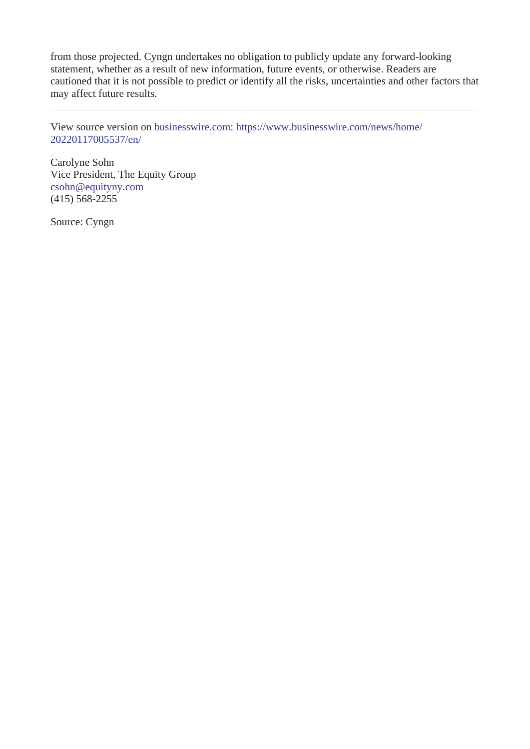from those projected. Cyngn undertakes no obligation to publicly update any forward-looking statement, whether as a result of new information, future events, or otherwise. Readers are cautioned that it is not possible to predict or identify all the risks, uncertainties and other factors that may affect future results.

---

View source version on businesswire.com: https://www.businesswire.com/news/home/20220117005537/en/

Carolyne Sohn
Vice President, The Equity Group
csohn@equityny.com
(415) 568-2255

Source: Cyngn